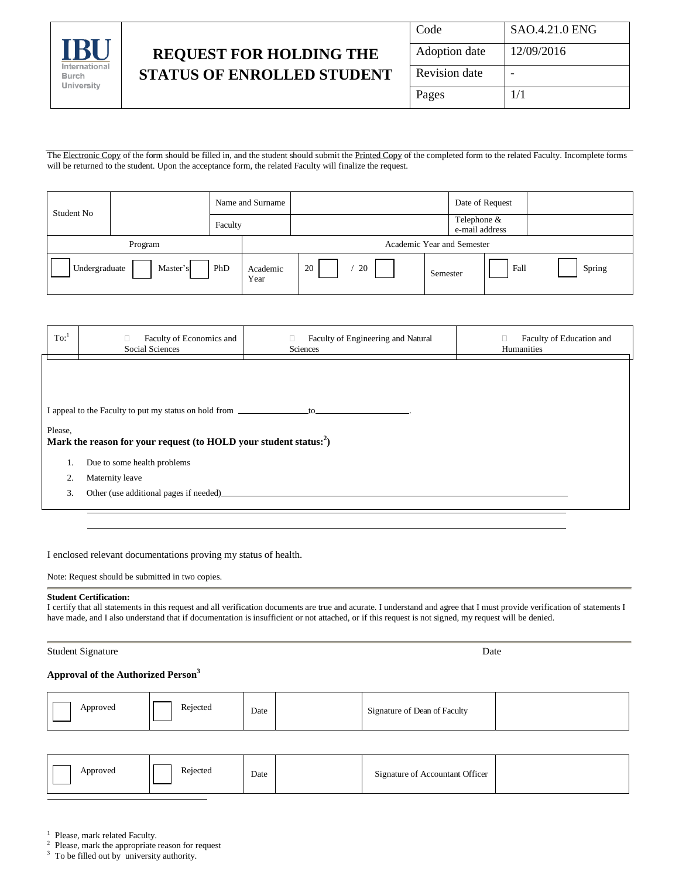| IBU International Burch University | REQUEST FOR HOLDING THE STATUS OF ENROLLED STUDENT | Code | SAO.4.21.0 ENG |
|---|---|---|---|
| | | Adoption date | 12/09/2016 |
| | | Revision date | - |
| | | Pages | 1/1 |

The Electronic Copy of the form should be filled in, and the student should submit the Printed Copy of the completed form to the related Faculty. Incomplete forms will be returned to the student. Upon the acceptance form, the related Faculty will finalize the request.

| Student No | | Name and Surname | | Date of Request | |
|---|---|---|---|---|---|
| | | Faculty | | Telephone & e-mail address | |

| Program | | | Academic Year and Semester | | | | |
|---|---|---|---|---|---|---|---|
| ☐ Undergraduate | ☐ Master's | ☐ PhD | Academic Year | 20 ☐ / 20 ☐ | Semester | ☐ Fall | ☐ Spring |

| To:[1] | ☐ Faculty of Economics and Social Sciences | ☐ Faculty of Engineering and Natural Sciences | ☐ Faculty of Education and Humanities |
|---|---|---|---|

I appeal to the Faculty to put my status on hold from ______________ to ____________________.

Please,
**Mark the reason for your request (to HOLD your student status:[2])**

1. Due to some health problems
2. Maternity leave
3. Other (use additional pages if needed)______________________________________________________________

______________________________________________________________________________

______________________________________________________________________________

I enclosed relevant documentations proving my status of health.

Note: Request should be submitted in two copies.

**Student Certification:**
I certify that all statements in this request and all verification documents are true and acurate. I understand and agree that I must provide verification of statements I have made, and I also understand that if documentation is insufficient or not attached, or if this request is not signed, my request will be denied.

Student Signature                                                                                Date

**Approval of the Authorized Person[3]**

| ☐ Approved | ☐ Rejected | Date | | Signature of Dean of Faculty | |
|---|---|---|---|---|---|

| ☐ Approved | ☐ Rejected | Date | | Signature of Accountant Officer | |
|---|---|---|---|---|---|

[1] Please, mark related Faculty.
[2] Please, mark the appropriate reason for request
[3] To be filled out by university authority.